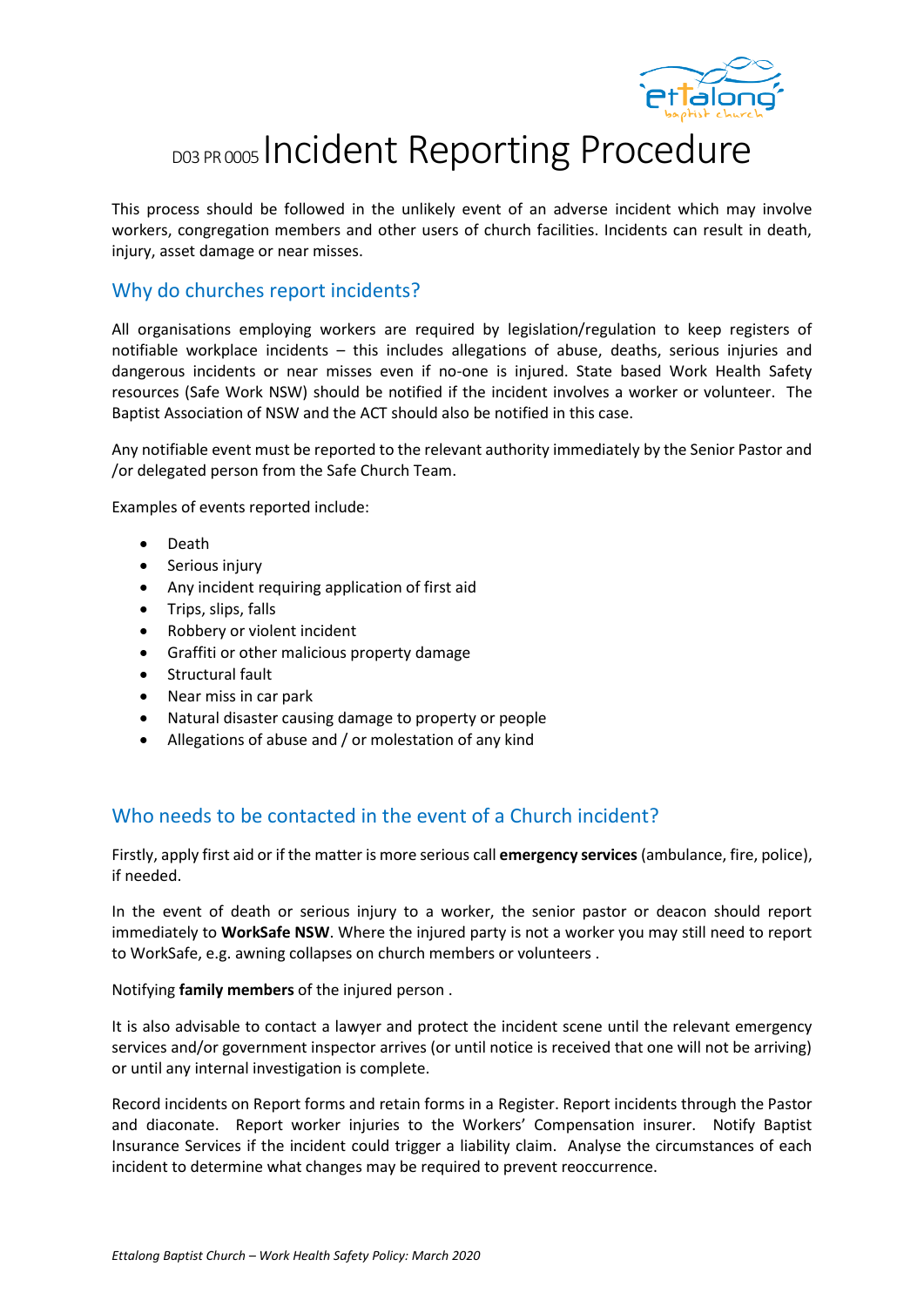# D03 PR 0005 Incident Reporting Procedure

This process should be followed in the unlikely event of an adverse incident which may involve workers, congregation members and other users of church facilities. Incidents can result in death, injury, asset damage or near misses.

## Why do churches report incidents?

All organisations employing workers are required by legislation/regulation to keep registers of notifiable workplace incidents – this includes allegations of abuse, deaths, serious injuries and dangerous incidents or near misses even if no-one is injured. State based Work Health Safety resources (Safe Work NSW) should be notified if the incident involves a worker or volunteer. The Baptist Association of NSW and the ACT should also be notified in this case.

Any notifiable event must be reported to the relevant authority immediately by the Senior Pastor and /or delegated person from the Safe Church Team.

Examples of events reported include:

- Death
- Serious injury
- Any incident requiring application of first aid
- Trips, slips, falls
- Robbery or violent incident
- Graffiti or other malicious property damage
- Structural fault
- Near miss in car park
- Natural disaster causing damage to property or people
- Allegations of abuse and / or molestation of any kind

## Who needs to be contacted in the event of a Church incident?

Firstly, apply first aid or if the matter is more serious call **emergency services** (ambulance, fire, police), if needed.

In the event of death or serious injury to a worker, the senior pastor or deacon should report immediately to **WorkSafe NSW**. Where the injured party is not a worker you may still need to report to WorkSafe, e.g. awning collapses on church members or volunteers .

Notifying **family members** of the injured person .

It is also advisable to contact a lawyer and protect the incident scene until the relevant emergency services and/or government inspector arrives (or until notice is received that one will not be arriving) or until any internal investigation is complete.

Record incidents on Report forms and retain forms in a Register. Report incidents through the Pastor and diaconate. Report worker injuries to the Workers' Compensation insurer. Notify Baptist Insurance Services if the incident could trigger a liability claim. Analyse the circumstances of each incident to determine what changes may be required to prevent reoccurrence.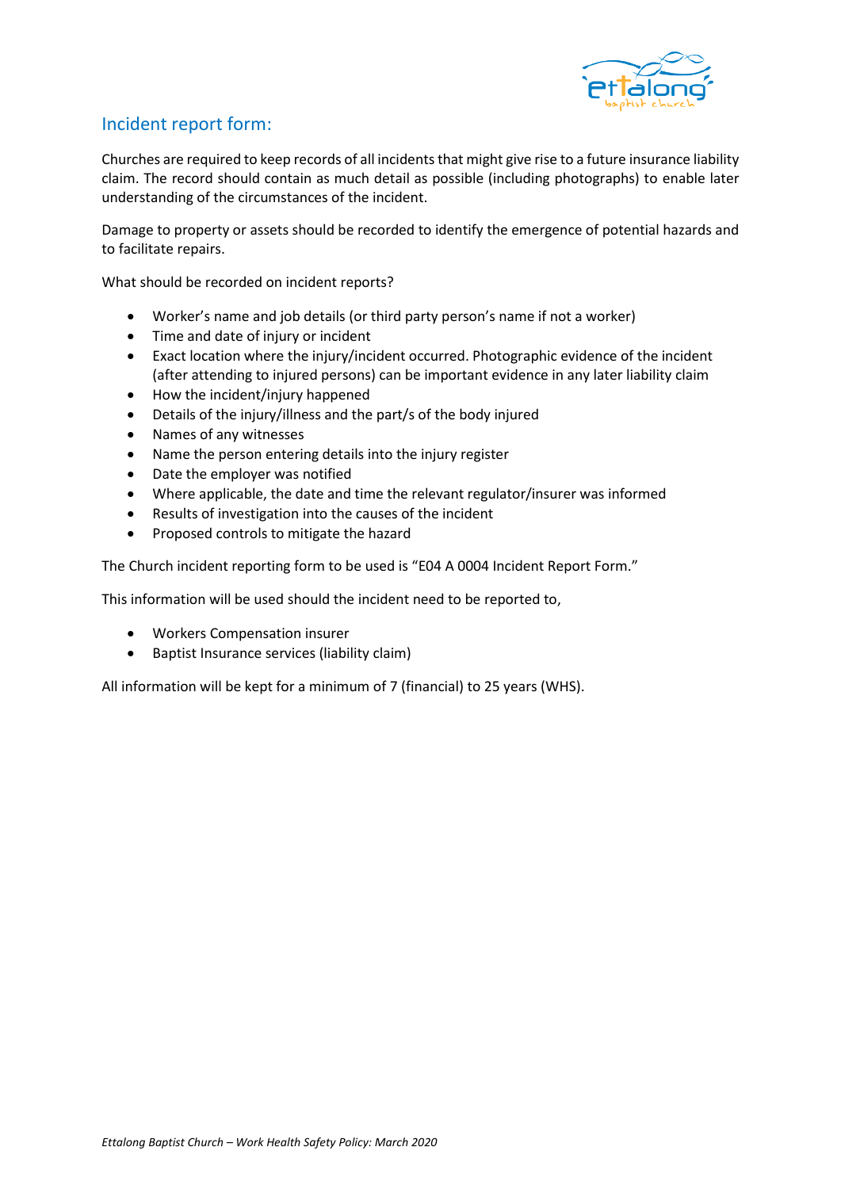## Incident report form:

Churches are required to keep records of all incidents that might give rise to a future insurance liability claim. The record should contain as much detail as possible (including photographs) to enable later understanding of the circumstances of the incident.

Damage to property or assets should be recorded to identify the emergence of potential hazards and to facilitate repairs.

What should be recorded on incident reports?

- Worker's name and job details (or third party person's name if not a worker)
- Time and date of injury or incident
- Exact location where the injury/incident occurred. Photographic evidence of the incident (after attending to injured persons) can be important evidence in any later liability claim
- How the incident/injury happened
- Details of the injury/illness and the part/s of the body injured
- Names of any witnesses
- Name the person entering details into the injury register
- Date the employer was notified
- Where applicable, the date and time the relevant regulator/insurer was informed
- Results of investigation into the causes of the incident
- Proposed controls to mitigate the hazard

The Church incident reporting form to be used is "E04 A 0004 Incident Report Form."

This information will be used should the incident need to be reported to,

- Workers Compensation insurer
- Baptist Insurance services (liability claim)

All information will be kept for a minimum of 7 (financial) to 25 years (WHS).